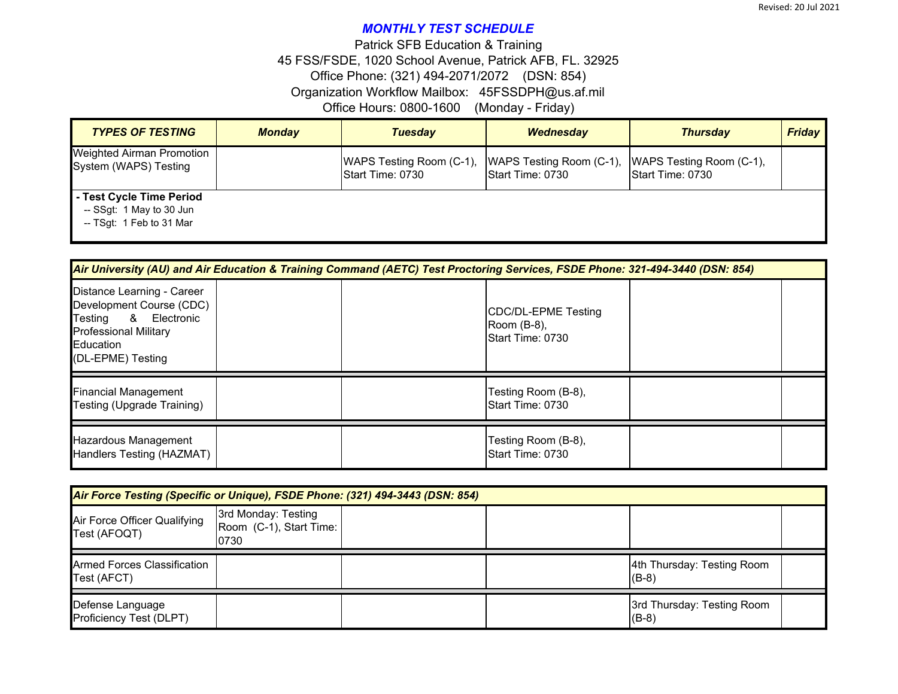Revised: 20 Jul 2021

# *MONTHLY TEST SCHEDULE*

Patrick SFB Education & Training
45 FSS/FSDE, 1020 School Avenue, Patrick AFB, FL. 32925
Office Phone: (321) 494-2071/2072 (DSN: 854)
Organization Workflow Mailbox: 45FSSDPH@us.af.mil
Office Hours: 0800-1600 (Monday - Friday)

| ***TYPES OF TESTING*** | ***Monday*** | ***Tuesday*** | ***Wednesday*** | ***Thursday*** | ***Friday*** |
|---|---|---|---|---|---|
| Weighted Airman Promotion System (WAPS) Testing | | WAPS Testing Room (C-1), Start Time: 0730 | WAPS Testing Room (C-1), Start Time: 0730 | WAPS Testing Room (C-1), Start Time: 0730 | |
| **- Test Cycle Time Period**<br>-- SSgt: 1 May to 30 Jun<br>-- TSgt: 1 Feb to 31 Mar | | | | | |

| ***Air University (AU) and Air Education & Training Command (AETC) Test Proctoring Services, FSDE Phone: 321-494-3440 (DSN: 854)*** | | | | | |
|---|---|---|---|---|---|
| Distance Learning - Career Development Course (CDC) Testing & Electronic Professional Military Education (DL-EPME) Testing | | | CDC/DL-EPME Testing Room (B-8), Start Time: 0730 | | |
| Financial Management Testing (Upgrade Training) | | | Testing Room (B-8), Start Time: 0730 | | |
| Hazardous Management Handlers Testing (HAZMAT) | | | Testing Room (B-8), Start Time: 0730 | | |

| ***Air Force Testing (Specific or Unique), FSDE Phone: (321) 494-3443 (DSN: 854)*** | | | | | |
|---|---|---|---|---|---|
| Air Force Officer Qualifying Test (AFOQT) | 3rd Monday: Testing Room (C-1), Start Time: 0730 | | | | |
| Armed Forces Classification Test (AFCT) | | | | 4th Thursday: Testing Room (B-8) | |
| Defense Language Proficiency Test (DLPT) | | | | 3rd Thursday: Testing Room (B-8) | |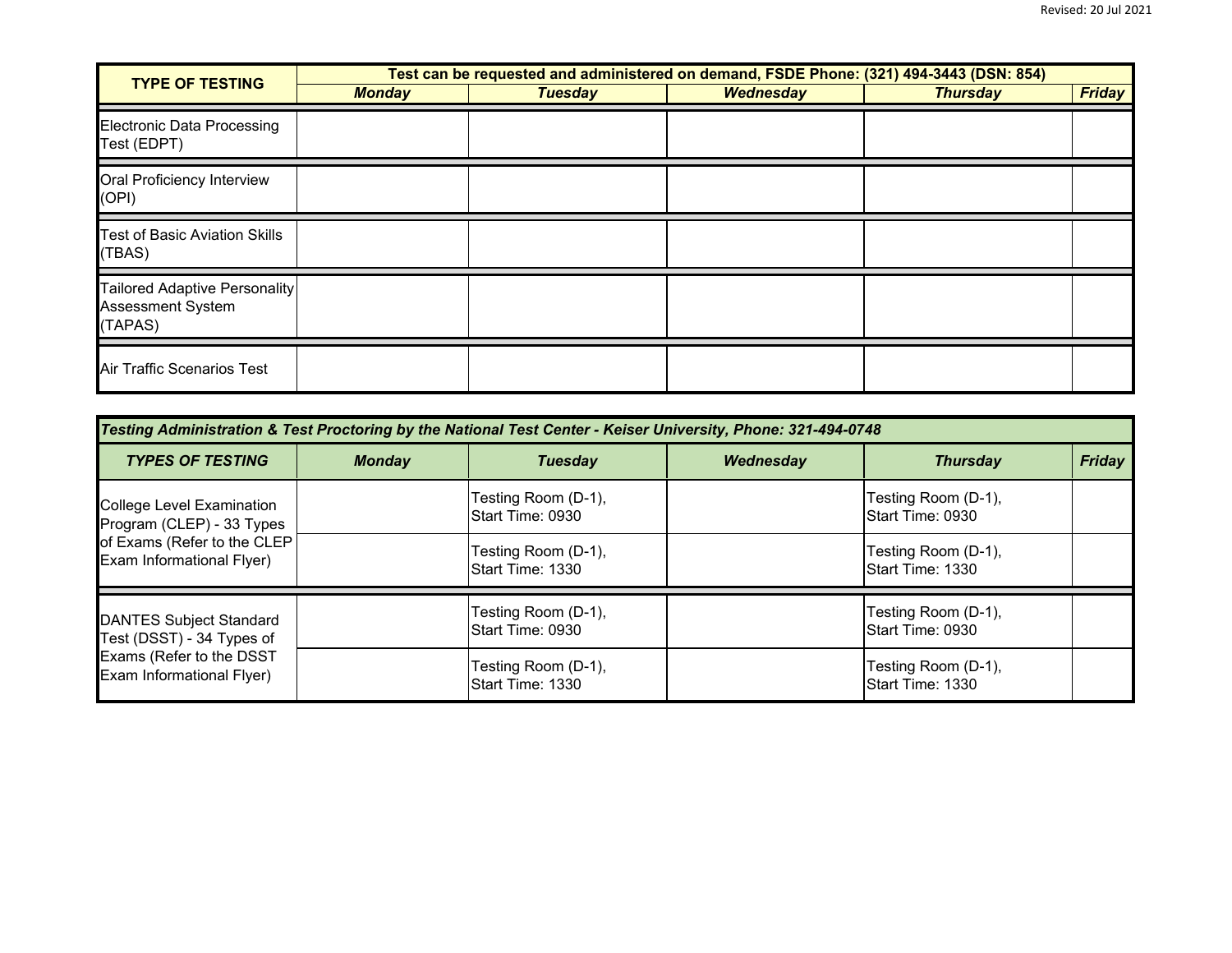Revised: 20 Jul 2021

| TYPE OF TESTING | Test can be requested and administered on demand, FSDE Phone: (321) 494-3443 (DSN: 854) | | | | |
|---|---|---|---|---|---|
| | ***Monday*** | ***Tuesday*** | ***Wednesday*** | ***Thursday*** | ***Friday*** |
| Electronic Data Processing Test (EDPT) | | | | | |
| Oral Proficiency Interview (OPI) | | | | | |
| Test of Basic Aviation Skills (TBAS) | | | | | |
| Tailored Adaptive Personality Assessment System (TAPAS) | | | | | |
| Air Traffic Scenarios Test | | | | | |

| ***Testing Administration & Test Proctoring by the National Test Center - Keiser University, Phone: 321-494-0748*** | | | | | |
|---|---|---|---|---|---|
| ***TYPES OF TESTING*** | ***Monday*** | ***Tuesday*** | ***Wednesday*** | ***Thursday*** | ***Friday*** |
| College Level Examination Program (CLEP) - 33 Types of Exams (Refer to the CLEP Exam Informational Flyer) | | Testing Room (D-1), Start Time: 0930 | | Testing Room (D-1), Start Time: 0930 | |
| | | Testing Room (D-1), Start Time: 1330 | | Testing Room (D-1), Start Time: 1330 | |
| DANTES Subject Standard Test (DSST) - 34 Types of Exams (Refer to the DSST Exam Informational Flyer) | | Testing Room (D-1), Start Time: 0930 | | Testing Room (D-1), Start Time: 0930 | |
| | | Testing Room (D-1), Start Time: 1330 | | Testing Room (D-1), Start Time: 1330 | |